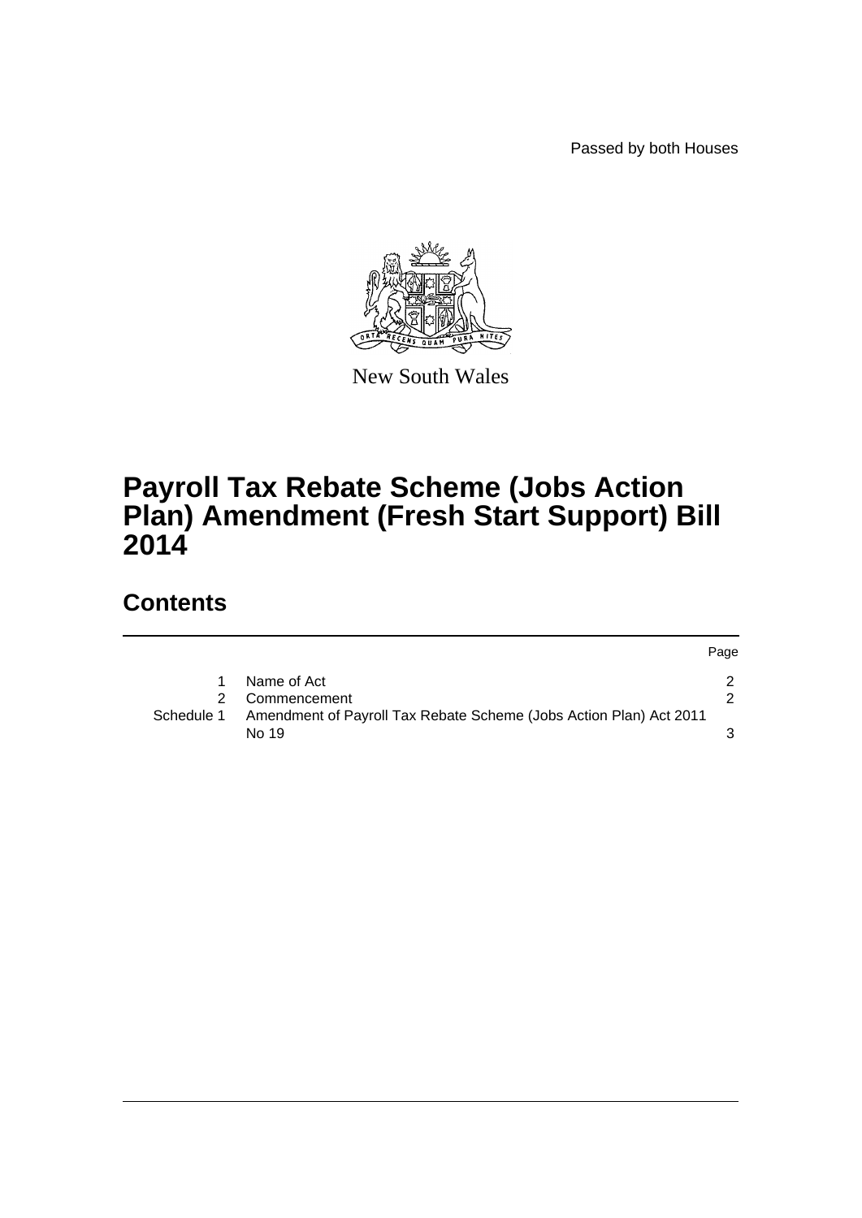Passed by both Houses

New South Wales

# Payroll Tax Rebate Scheme (Jobs Action Plan) Amendment (Fresh Start Support) Bill 2014

## Contents

| | | Page |
|---|---|---|
| 1 | Name of Act | 2 |
| 2 | Commencement | 2 |
| Schedule 1 | Amendment of Payroll Tax Rebate Scheme (Jobs Action Plan) Act 2011 No 19 | 3 |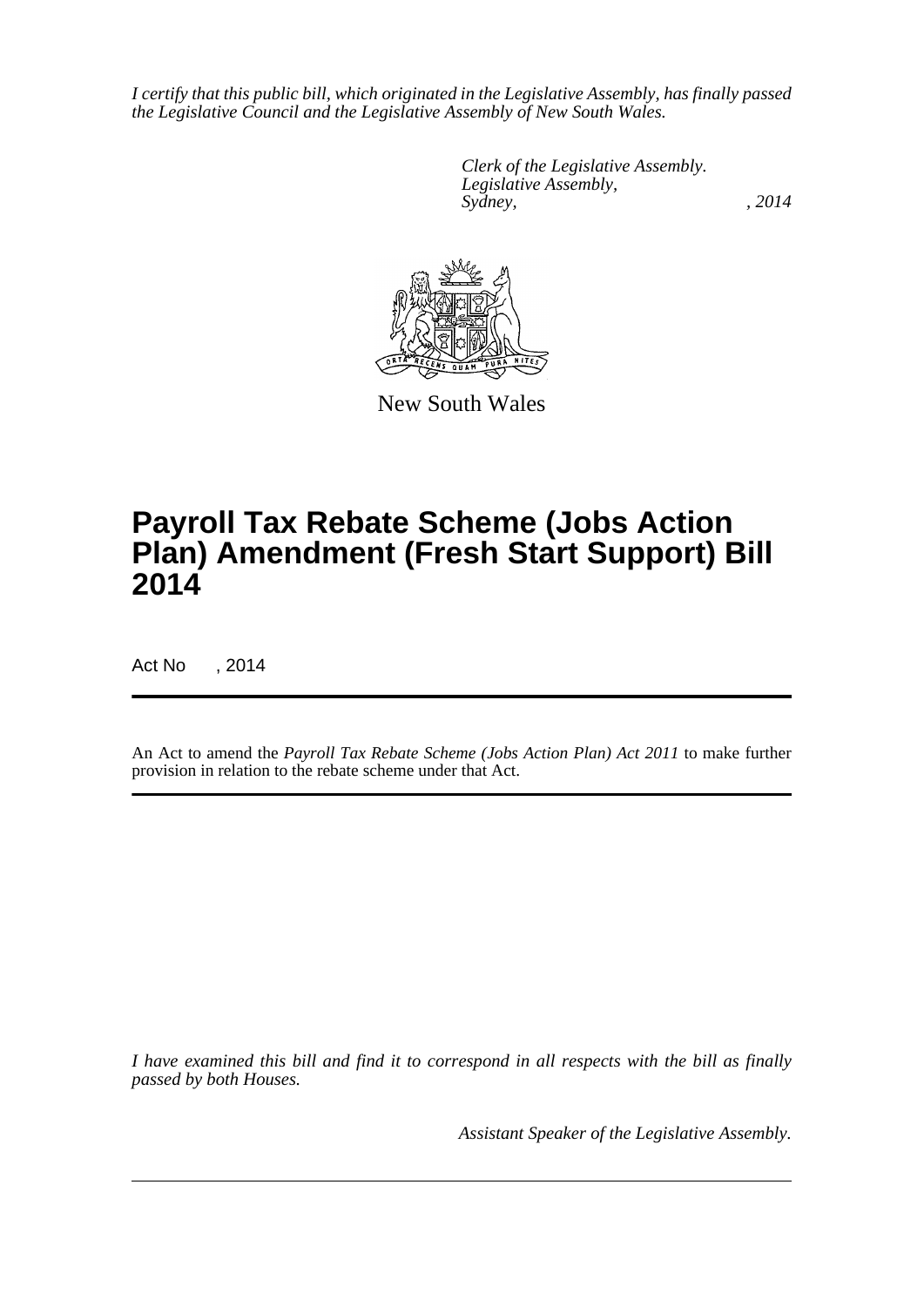*I certify that this public bill, which originated in the Legislative Assembly, has finally passed the Legislative Council and the Legislative Assembly of New South Wales.*

*Clerk of the Legislative Assembly.*
*Legislative Assembly,*
*Sydney, , 2014*

New South Wales

# Payroll Tax Rebate Scheme (Jobs Action Plan) Amendment (Fresh Start Support) Bill 2014

Act No , 2014

An Act to amend the *Payroll Tax Rebate Scheme (Jobs Action Plan) Act 2011* to make further provision in relation to the rebate scheme under that Act.

*I have examined this bill and find it to correspond in all respects with the bill as finally passed by both Houses.*

*Assistant Speaker of the Legislative Assembly.*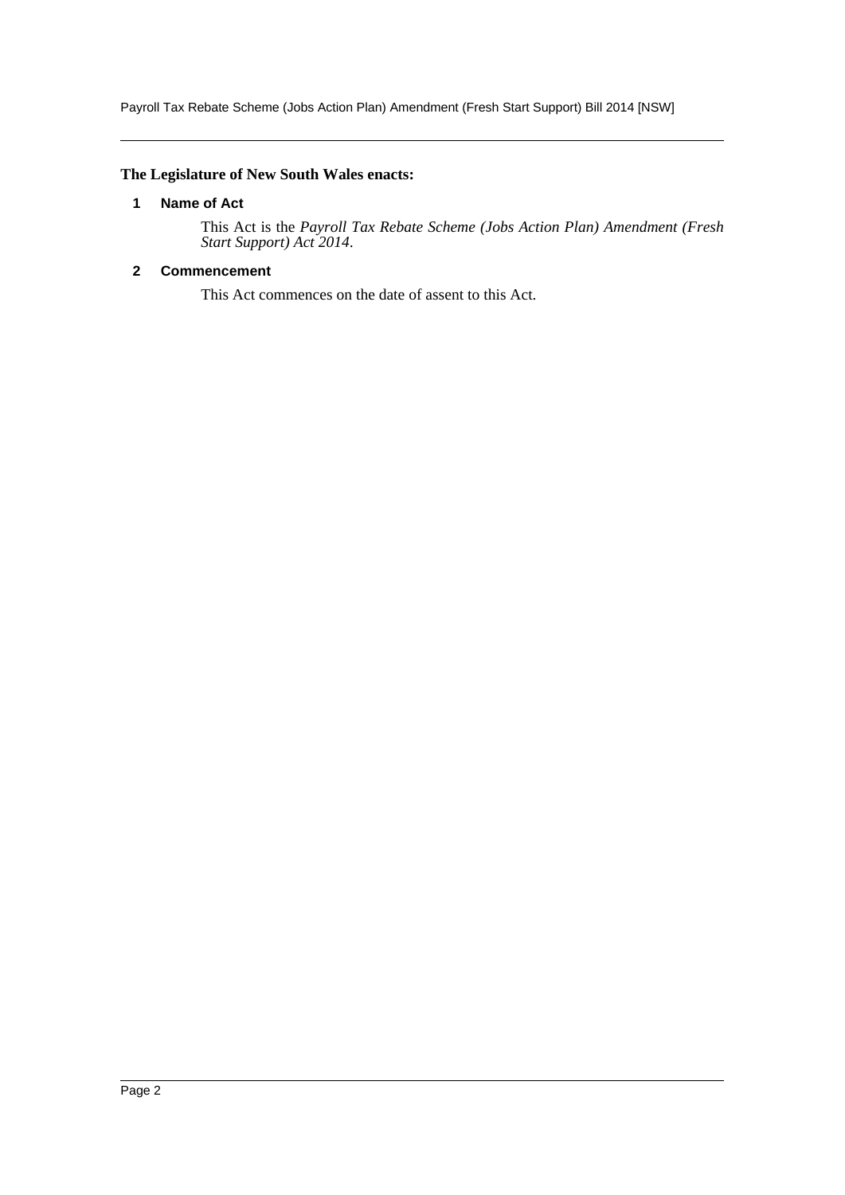**The Legislature of New South Wales enacts:**

### 1 Name of Act

This Act is the *Payroll Tax Rebate Scheme (Jobs Action Plan) Amendment (Fresh Start Support) Act 2014*.

### 2 Commencement

This Act commences on the date of assent to this Act.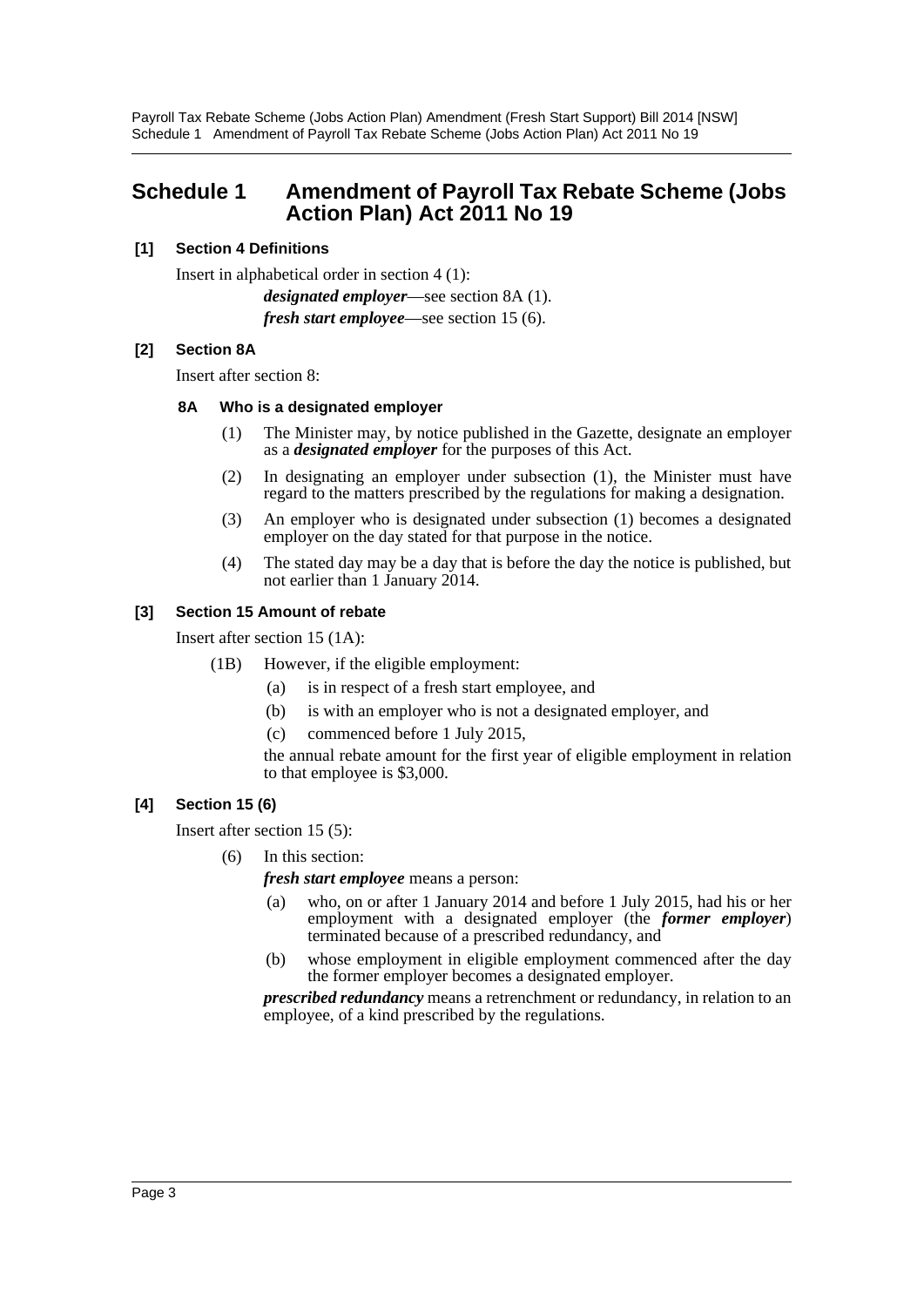# Schedule 1 Amendment of Payroll Tax Rebate Scheme (Jobs Action Plan) Act 2011 No 19

**[1] Section 4 Definitions**

Insert in alphabetical order in section 4 (1):

> ***designated employer***—see section 8A (1).
>
> ***fresh start employee***—see section 15 (6).

**[2] Section 8A**

Insert after section 8:

**8A Who is a designated employer**

(1) The Minister may, by notice published in the Gazette, designate an employer as a ***designated employer*** for the purposes of this Act.

(2) In designating an employer under subsection (1), the Minister must have regard to the matters prescribed by the regulations for making a designation.

(3) An employer who is designated under subsection (1) becomes a designated employer on the day stated for that purpose in the notice.

(4) The stated day may be a day that is before the day the notice is published, but not earlier than 1 January 2014.

**[3] Section 15 Amount of rebate**

Insert after section 15 (1A):

(1B) However, if the eligible employment:

- (a) is in respect of a fresh start employee, and
- (b) is with an employer who is not a designated employer, and
- (c) commenced before 1 July 2015,

the annual rebate amount for the first year of eligible employment in relation to that employee is $3,000.

**[4] Section 15 (6)**

Insert after section 15 (5):

(6) In this section:

***fresh start employee*** means a person:

- (a) who, on or after 1 January 2014 and before 1 July 2015, had his or her employment with a designated employer (the ***former employer***) terminated because of a prescribed redundancy, and
- (b) whose employment in eligible employment commenced after the day the former employer becomes a designated employer.

***prescribed redundancy*** means a retrenchment or redundancy, in relation to an employee, of a kind prescribed by the regulations.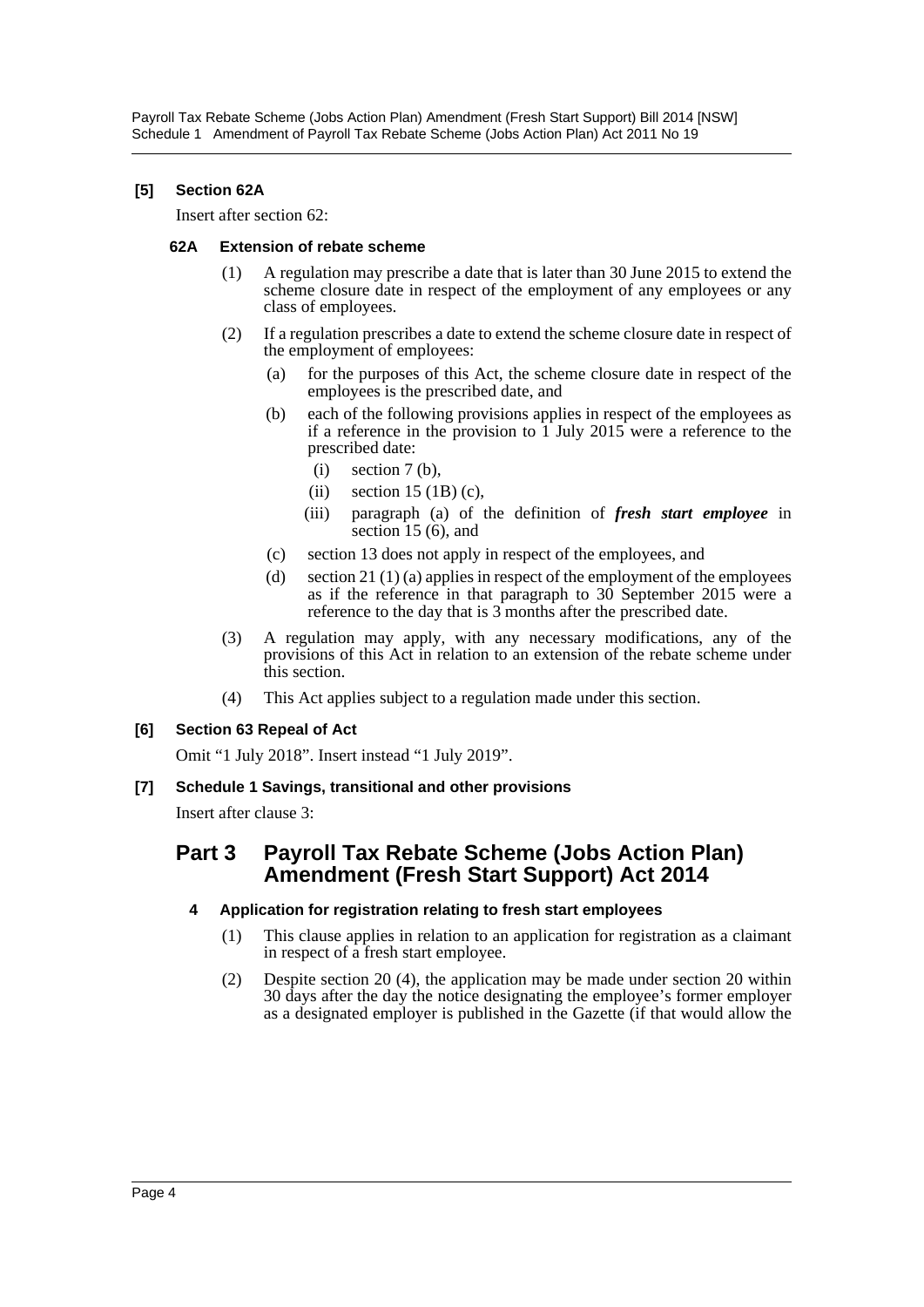**[5] Section 62A**

Insert after section 62:

**62A Extension of rebate scheme**

(1) A regulation may prescribe a date that is later than 30 June 2015 to extend the scheme closure date in respect of the employment of any employees or any class of employees.

(2) If a regulation prescribes a date to extend the scheme closure date in respect of the employment of employees:

(a) for the purposes of this Act, the scheme closure date in respect of the employees is the prescribed date, and

(b) each of the following provisions applies in respect of the employees as if a reference in the provision to 1 July 2015 were a reference to the prescribed date:

(i) section 7 (b),

(ii) section 15 (1B) (c),

(iii) paragraph (a) of the definition of ***fresh start employee*** in section 15 (6), and

(c) section 13 does not apply in respect of the employees, and

(d) section 21 (1) (a) applies in respect of the employment of the employees as if the reference in that paragraph to 30 September 2015 were a reference to the day that is 3 months after the prescribed date.

(3) A regulation may apply, with any necessary modifications, any of the provisions of this Act in relation to an extension of the rebate scheme under this section.

(4) This Act applies subject to a regulation made under this section.

**[6] Section 63 Repeal of Act**

Omit "1 July 2018". Insert instead "1 July 2019".

**[7] Schedule 1 Savings, transitional and other provisions**

Insert after clause 3:

## Part 3 Payroll Tax Rebate Scheme (Jobs Action Plan) Amendment (Fresh Start Support) Act 2014

**4 Application for registration relating to fresh start employees**

(1) This clause applies in relation to an application for registration as a claimant in respect of a fresh start employee.

(2) Despite section 20 (4), the application may be made under section 20 within 30 days after the day the notice designating the employee's former employer as a designated employer is published in the Gazette (if that would allow the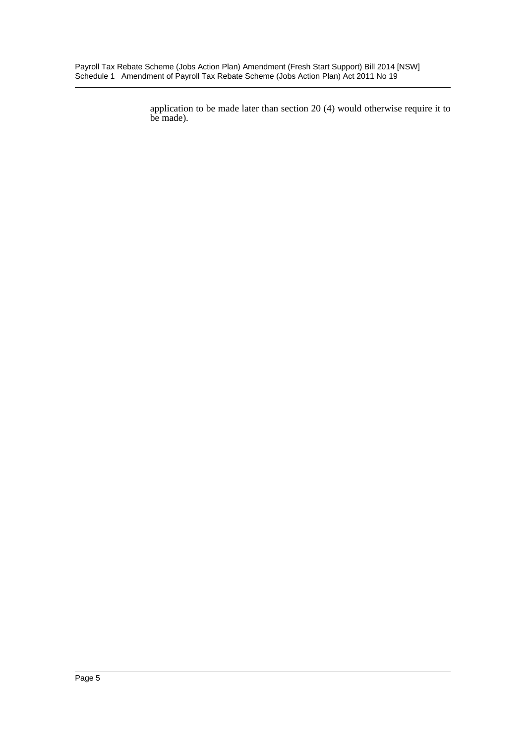application to be made later than section 20 (4) would otherwise require it to be made).